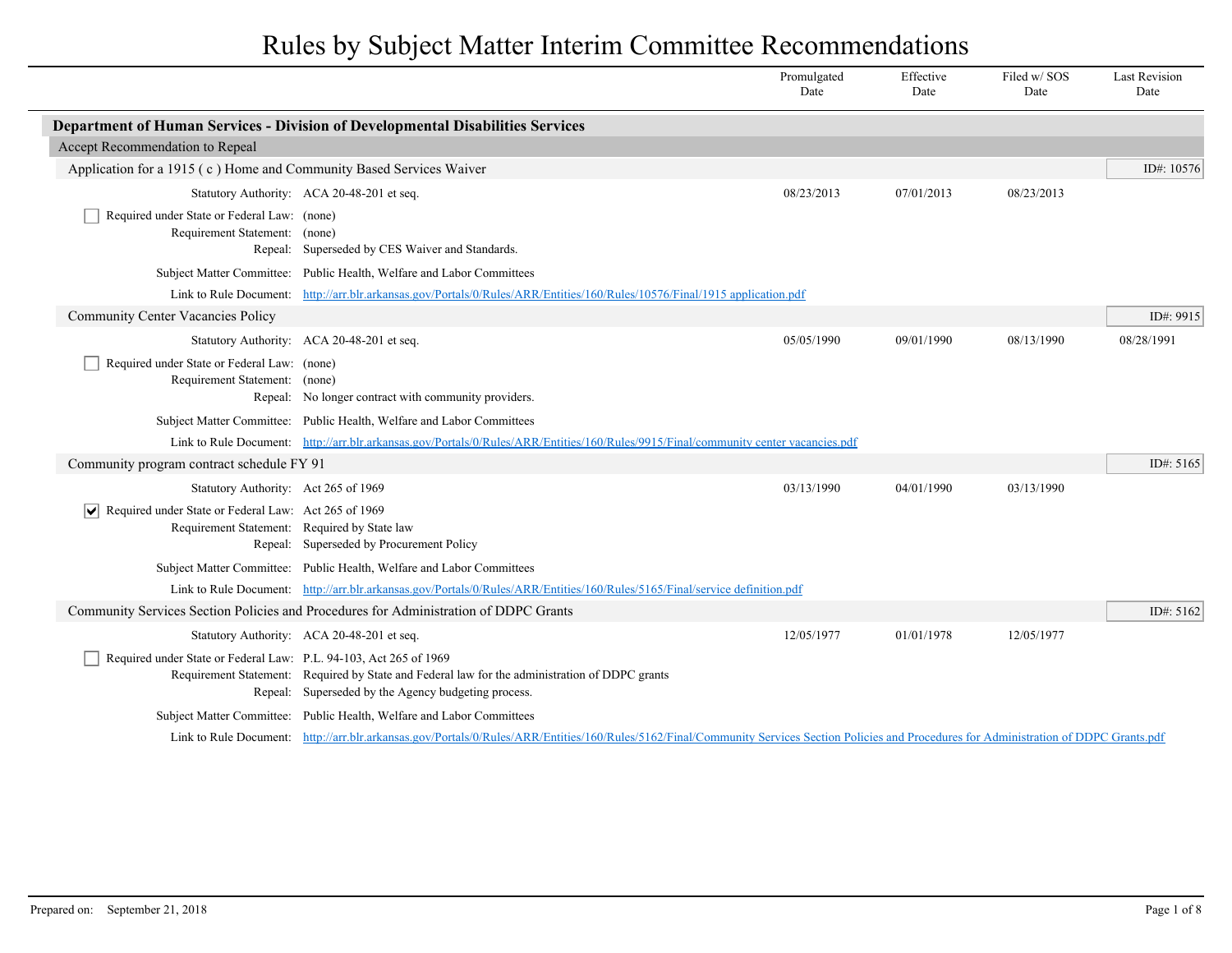# Rules by Subject Matter Interim Committee Recommendations

| | Promulgated Date | Effective Date | Filed w/ SOS Date | Last Revision Date |
|---|---|---|---|---|

## Department of Human Services - Division of Developmental Disabilities Services

### Accept Recommendation to Repeal

#### Application for a 1915 ( c ) Home and Community Based Services Waiver

ID#: 10576

| | Promulgated Date | Effective Date | Filed w/ SOS Date | Last Revision Date |
|---|---|---|---|---|
| Statutory Authority: ACA 20-48-201 et seq. | 08/23/2013 | 07/01/2013 | 08/23/2013 | |

- [ ] Required under State or Federal Law: (none)

Requirement Statement: (none)

Repeal: Superseded by CES Waiver and Standards.

Subject Matter Committee: Public Health, Welfare and Labor Committees

Link to Rule Document: http://arr.blr.arkansas.gov/Portals/0/Rules/ARR/Entities/160/Rules/10576/Final/1915 application.pdf

#### Community Center Vacancies Policy

ID#: 9915

| | Promulgated Date | Effective Date | Filed w/ SOS Date | Last Revision Date |
|---|---|---|---|---|
| Statutory Authority: ACA 20-48-201 et seq. | 05/05/1990 | 09/01/1990 | 08/13/1990 | 08/28/1991 |

- [ ] Required under State or Federal Law: (none)

Requirement Statement: (none)

Repeal: No longer contract with community providers.

Subject Matter Committee: Public Health, Welfare and Labor Committees

Link to Rule Document: http://arr.blr.arkansas.gov/Portals/0/Rules/ARR/Entities/160/Rules/9915/Final/community center vacancies.pdf

#### Community program contract schedule FY 91

ID#: 5165

| | Promulgated Date | Effective Date | Filed w/ SOS Date | Last Revision Date |
|---|---|---|---|---|
| Statutory Authority: Act 265 of 1969 | 03/13/1990 | 04/01/1990 | 03/13/1990 | |

- [x] Required under State or Federal Law: Act 265 of 1969

Requirement Statement: Required by State law

Repeal: Superseded by Procurement Policy

Subject Matter Committee: Public Health, Welfare and Labor Committees

Link to Rule Document: http://arr.blr.arkansas.gov/Portals/0/Rules/ARR/Entities/160/Rules/5165/Final/service definition.pdf

#### Community Services Section Policies and Procedures for Administration of DDPC Grants

ID#: 5162

| | Promulgated Date | Effective Date | Filed w/ SOS Date | Last Revision Date |
|---|---|---|---|---|
| Statutory Authority: ACA 20-48-201 et seq. | 12/05/1977 | 01/01/1978 | 12/05/1977 | |

- [ ] Required under State or Federal Law: P.L. 94-103, Act 265 of 1969

Requirement Statement: Required by State and Federal law for the administration of DDPC grants

Repeal: Superseded by the Agency budgeting process.

Subject Matter Committee: Public Health, Welfare and Labor Committees

Link to Rule Document: http://arr.blr.arkansas.gov/Portals/0/Rules/ARR/Entities/160/Rules/5162/Final/Community Services Section Policies and Procedures for Administration of DDPC Grants.pdf

Prepared on: September 21, 2018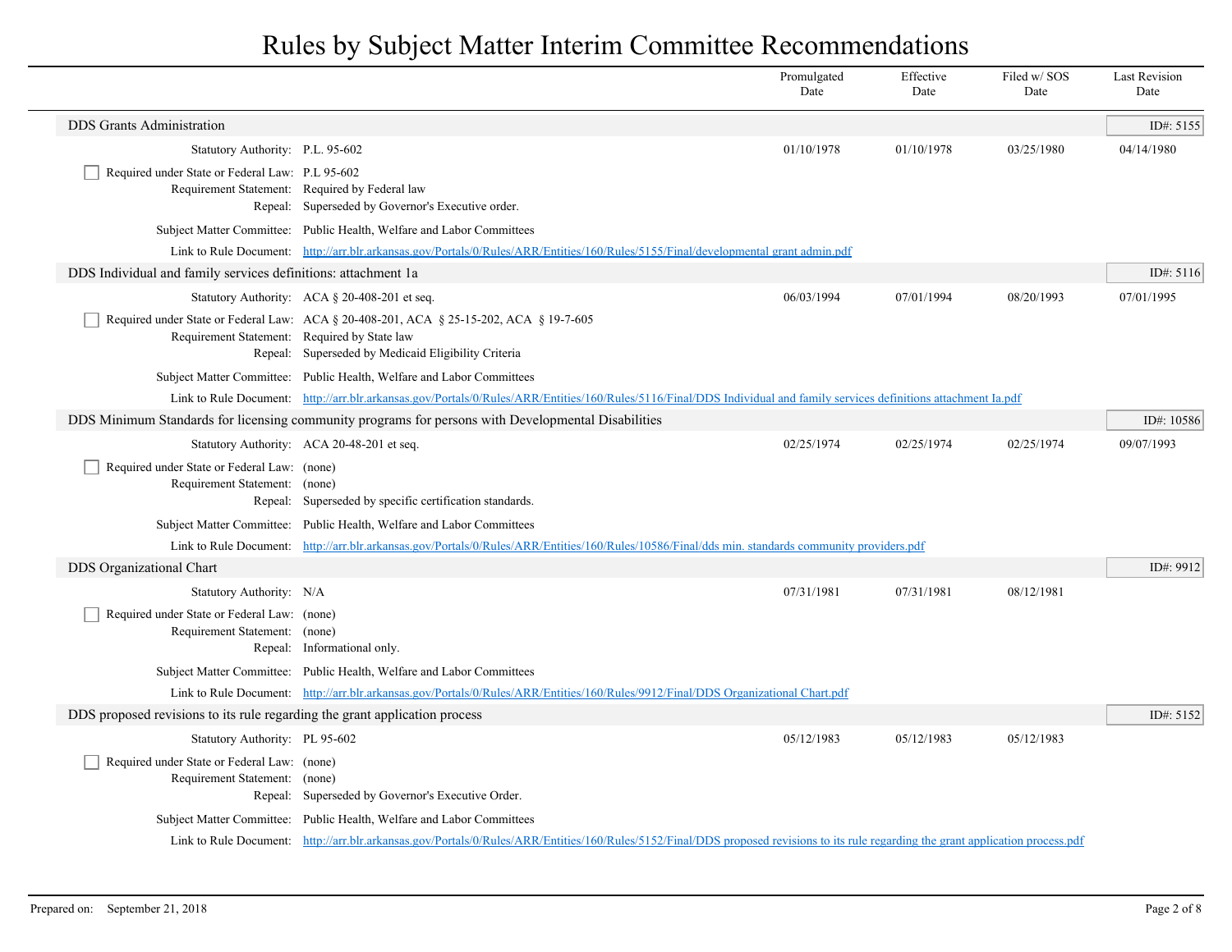# Rules by Subject Matter Interim Committee Recommendations

| | Promulgated Date | Effective Date | Filed w/ SOS Date | Last Revision Date |
|---|---|---|---|---|

## DDS Grants Administration

ID#: 5155

| | Promulgated Date | Effective Date | Filed w/ SOS Date | Last Revision Date |
|---|---|---|---|---|
| Statutory Authority: P.L. 95-602 | 01/10/1978 | 01/10/1978 | 03/25/1980 | 04/14/1980 |

☐ Required under State or Federal Law: P.L 95-602
Requirement Statement: Required by Federal law
Repeal: Superseded by Governor's Executive order.

Subject Matter Committee: Public Health, Welfare and Labor Committees

Link to Rule Document: http://arr.blr.arkansas.gov/Portals/0/Rules/ARR/Entities/160/Rules/5155/Final/developmental grant admin.pdf

## DDS Individual and family services definitions: attachment 1a

ID#: 5116

| | Promulgated Date | Effective Date | Filed w/ SOS Date | Last Revision Date |
|---|---|---|---|---|
| Statutory Authority: ACA § 20-408-201 et seq. | 06/03/1994 | 07/01/1994 | 08/20/1993 | 07/01/1995 |

☐ Required under State or Federal Law: ACA § 20-408-201, ACA § 25-15-202, ACA § 19-7-605
Requirement Statement: Required by State law
Repeal: Superseded by Medicaid Eligibility Criteria

Subject Matter Committee: Public Health, Welfare and Labor Committees

Link to Rule Document: http://arr.blr.arkansas.gov/Portals/0/Rules/ARR/Entities/160/Rules/5116/Final/DDS Individual and family services definitions attachment Ia.pdf

## DDS Minimum Standards for licensing community programs for persons with Developmental Disabilities

ID#: 10586

| | Promulgated Date | Effective Date | Filed w/ SOS Date | Last Revision Date |
|---|---|---|---|---|
| Statutory Authority: ACA 20-48-201 et seq. | 02/25/1974 | 02/25/1974 | 02/25/1974 | 09/07/1993 |

☐ Required under State or Federal Law: (none)
Requirement Statement: (none)
Repeal: Superseded by specific certification standards.

Subject Matter Committee: Public Health, Welfare and Labor Committees

Link to Rule Document: http://arr.blr.arkansas.gov/Portals/0/Rules/ARR/Entities/160/Rules/10586/Final/dds min. standards community providers.pdf

## DDS Organizational Chart

ID#: 9912

| | Promulgated Date | Effective Date | Filed w/ SOS Date | Last Revision Date |
|---|---|---|---|---|
| Statutory Authority: N/A | 07/31/1981 | 07/31/1981 | 08/12/1981 | |

☐ Required under State or Federal Law: (none)
Requirement Statement: (none)
Repeal: Informational only.

Subject Matter Committee: Public Health, Welfare and Labor Committees

Link to Rule Document: http://arr.blr.arkansas.gov/Portals/0/Rules/ARR/Entities/160/Rules/9912/Final/DDS Organizational Chart.pdf

## DDS proposed revisions to its rule regarding the grant application process

ID#: 5152

| | Promulgated Date | Effective Date | Filed w/ SOS Date | Last Revision Date |
|---|---|---|---|---|
| Statutory Authority: PL 95-602 | 05/12/1983 | 05/12/1983 | 05/12/1983 | |

☐ Required under State or Federal Law: (none)
Requirement Statement: (none)
Repeal: Superseded by Governor's Executive Order.

Subject Matter Committee: Public Health, Welfare and Labor Committees

Link to Rule Document: http://arr.blr.arkansas.gov/Portals/0/Rules/ARR/Entities/160/Rules/5152/Final/DDS proposed revisions to its rule regarding the grant application process.pdf

Prepared on: September 21, 2018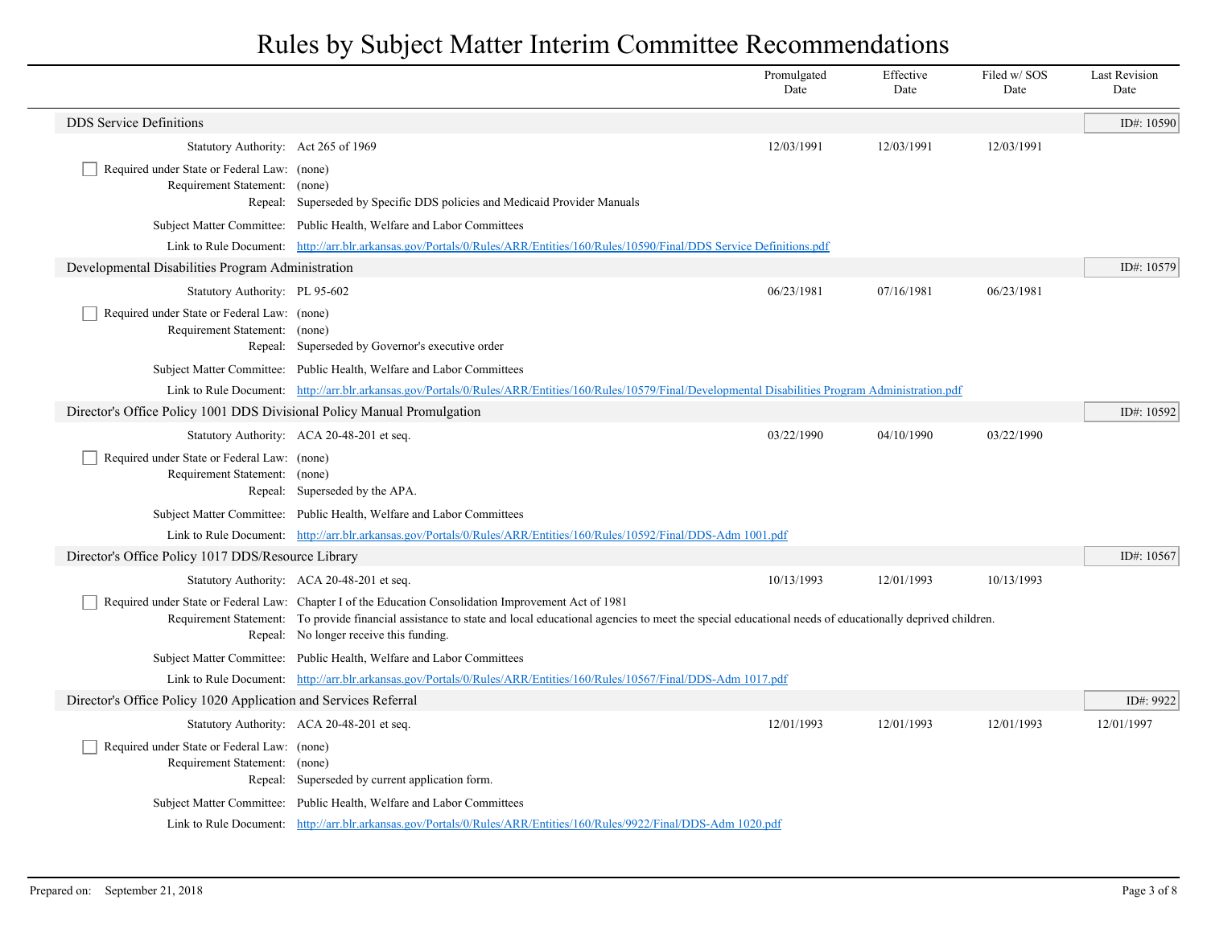# Rules by Subject Matter Interim Committee Recommendations

| | Promulgated Date | Effective Date | Filed w/ SOS Date | Last Revision Date |
|---|---|---|---|---|

## DDS Service Definitions

ID#: 10590

| | | Promulgated Date | Effective Date | Filed w/ SOS Date | Last Revision Date |
|---|---|---|---|---|---|
| Statutory Authority: | Act 265 of 1969 | 12/03/1991 | 12/03/1991 | 12/03/1991 | |

- [ ] Required under State or Federal Law: (none)

Requirement Statement: (none)

Repeal: Superseded by Specific DDS policies and Medicaid Provider Manuals

Subject Matter Committee: Public Health, Welfare and Labor Committees

Link to Rule Document: [http://arr.blr.arkansas.gov/Portals/0/Rules/ARR/Entities/160/Rules/10590/Final/DDS Service Definitions.pdf](http://arr.blr.arkansas.gov/Portals/0/Rules/ARR/Entities/160/Rules/10590/Final/DDS Service Definitions.pdf)

## Developmental Disabilities Program Administration

ID#: 10579

| | | Promulgated Date | Effective Date | Filed w/ SOS Date | Last Revision Date |
|---|---|---|---|---|---|
| Statutory Authority: | PL 95-602 | 06/23/1981 | 07/16/1981 | 06/23/1981 | |

- [ ] Required under State or Federal Law: (none)

Requirement Statement: (none)

Repeal: Superseded by Governor's executive order

Subject Matter Committee: Public Health, Welfare and Labor Committees

Link to Rule Document: [http://arr.blr.arkansas.gov/Portals/0/Rules/ARR/Entities/160/Rules/10579/Final/Developmental Disabilities Program Administration.pdf](http://arr.blr.arkansas.gov/Portals/0/Rules/ARR/Entities/160/Rules/10579/Final/Developmental Disabilities Program Administration.pdf)

## Director's Office Policy 1001 DDS Divisional Policy Manual Promulgation

ID#: 10592

| | | Promulgated Date | Effective Date | Filed w/ SOS Date | Last Revision Date |
|---|---|---|---|---|---|
| Statutory Authority: | ACA 20-48-201 et seq. | 03/22/1990 | 04/10/1990 | 03/22/1990 | |

- [ ] Required under State or Federal Law: (none)

Requirement Statement: (none)

Repeal: Superseded by the APA.

Subject Matter Committee: Public Health, Welfare and Labor Committees

Link to Rule Document: [http://arr.blr.arkansas.gov/Portals/0/Rules/ARR/Entities/160/Rules/10592/Final/DDS-Adm 1001.pdf](http://arr.blr.arkansas.gov/Portals/0/Rules/ARR/Entities/160/Rules/10592/Final/DDS-Adm 1001.pdf)

## Director's Office Policy 1017 DDS/Resource Library

ID#: 10567

| | | Promulgated Date | Effective Date | Filed w/ SOS Date | Last Revision Date |
|---|---|---|---|---|---|
| Statutory Authority: | ACA 20-48-201 et seq. | 10/13/1993 | 12/01/1993 | 10/13/1993 | |

- [ ] Required under State or Federal Law: Chapter I of the Education Consolidation Improvement Act of 1981

Requirement Statement: To provide financial assistance to state and local educational agencies to meet the special educational needs of educationally deprived children.

Repeal: No longer receive this funding.

Subject Matter Committee: Public Health, Welfare and Labor Committees

Link to Rule Document: [http://arr.blr.arkansas.gov/Portals/0/Rules/ARR/Entities/160/Rules/10567/Final/DDS-Adm 1017.pdf](http://arr.blr.arkansas.gov/Portals/0/Rules/ARR/Entities/160/Rules/10567/Final/DDS-Adm 1017.pdf)

## Director's Office Policy 1020 Application and Services Referral

ID#: 9922

| | | Promulgated Date | Effective Date | Filed w/ SOS Date | Last Revision Date |
|---|---|---|---|---|---|
| Statutory Authority: | ACA 20-48-201 et seq. | 12/01/1993 | 12/01/1993 | 12/01/1993 | 12/01/1997 |

- [ ] Required under State or Federal Law: (none)

Requirement Statement: (none)

Repeal: Superseded by current application form.

Subject Matter Committee: Public Health, Welfare and Labor Committees

Link to Rule Document: [http://arr.blr.arkansas.gov/Portals/0/Rules/ARR/Entities/160/Rules/9922/Final/DDS-Adm 1020.pdf](http://arr.blr.arkansas.gov/Portals/0/Rules/ARR/Entities/160/Rules/9922/Final/DDS-Adm 1020.pdf)

Prepared on: September 21, 2018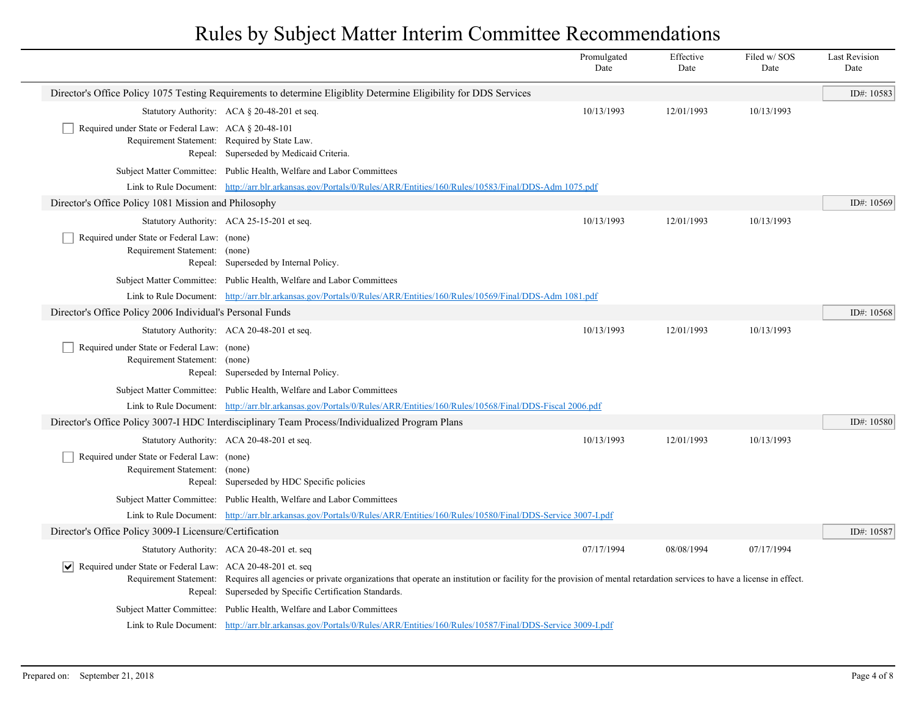# Rules by Subject Matter Interim Committee Recommendations

| | Promulgated Date | Effective Date | Filed w/ SOS Date | Last Revision Date |
|---|---|---|---|---|

## Director's Office Policy 1075 Testing Requirements to determine Eligiblity Determine Eligibility for DDS Services

ID#: 10583

| | Promulgated Date | Effective Date | Filed w/ SOS Date | Last Revision Date |
|---|---|---|---|---|
| Statutory Authority: ACA § 20-48-201 et seq. | 10/13/1993 | 12/01/1993 | 10/13/1993 | |

- [ ] Required under State or Federal Law: ACA § 20-48-101

Requirement Statement: Required by State Law.

Repeal: Superseded by Medicaid Criteria.

Subject Matter Committee: Public Health, Welfare and Labor Committees

Link to Rule Document: http://arr.blr.arkansas.gov/Portals/0/Rules/ARR/Entities/160/Rules/10583/Final/DDS-Adm 1075.pdf

## Director's Office Policy 1081 Mission and Philosophy

ID#: 10569

| | Promulgated Date | Effective Date | Filed w/ SOS Date | Last Revision Date |
|---|---|---|---|---|
| Statutory Authority: ACA 25-15-201 et seq. | 10/13/1993 | 12/01/1993 | 10/13/1993 | |

- [ ] Required under State or Federal Law: (none)

Requirement Statement: (none)

Repeal: Superseded by Internal Policy.

Subject Matter Committee: Public Health, Welfare and Labor Committees

Link to Rule Document: http://arr.blr.arkansas.gov/Portals/0/Rules/ARR/Entities/160/Rules/10569/Final/DDS-Adm 1081.pdf

## Director's Office Policy 2006 Individual's Personal Funds

ID#: 10568

| | Promulgated Date | Effective Date | Filed w/ SOS Date | Last Revision Date |
|---|---|---|---|---|
| Statutory Authority: ACA 20-48-201 et seq. | 10/13/1993 | 12/01/1993 | 10/13/1993 | |

- [ ] Required under State or Federal Law: (none)

Requirement Statement: (none)

Repeal: Superseded by Internal Policy.

Subject Matter Committee: Public Health, Welfare and Labor Committees

Link to Rule Document: http://arr.blr.arkansas.gov/Portals/0/Rules/ARR/Entities/160/Rules/10568/Final/DDS-Fiscal 2006.pdf

## Director's Office Policy 3007-I HDC Interdisciplinary Team Process/Individualized Program Plans

ID#: 10580

| | Promulgated Date | Effective Date | Filed w/ SOS Date | Last Revision Date |
|---|---|---|---|---|
| Statutory Authority: ACA 20-48-201 et seq. | 10/13/1993 | 12/01/1993 | 10/13/1993 | |

- [ ] Required under State or Federal Law: (none)

Requirement Statement: (none)

Repeal: Superseded by HDC Specific policies

Subject Matter Committee: Public Health, Welfare and Labor Committees

Link to Rule Document: http://arr.blr.arkansas.gov/Portals/0/Rules/ARR/Entities/160/Rules/10580/Final/DDS-Service 3007-I.pdf

## Director's Office Policy 3009-I Licensure/Certification

ID#: 10587

| | Promulgated Date | Effective Date | Filed w/ SOS Date | Last Revision Date |
|---|---|---|---|---|
| Statutory Authority: ACA 20-48-201 et. seq | 07/17/1994 | 08/08/1994 | 07/17/1994 | |

- [x] Required under State or Federal Law: ACA 20-48-201 et. seq

Requirement Statement: Requires all agencies or private organizations that operate an institution or facility for the provision of mental retardation services to have a license in effect.

Repeal: Superseded by Specific Certification Standards.

Subject Matter Committee: Public Health, Welfare and Labor Committees

Link to Rule Document: http://arr.blr.arkansas.gov/Portals/0/Rules/ARR/Entities/160/Rules/10587/Final/DDS-Service 3009-I.pdf

Prepared on: September 21, 2018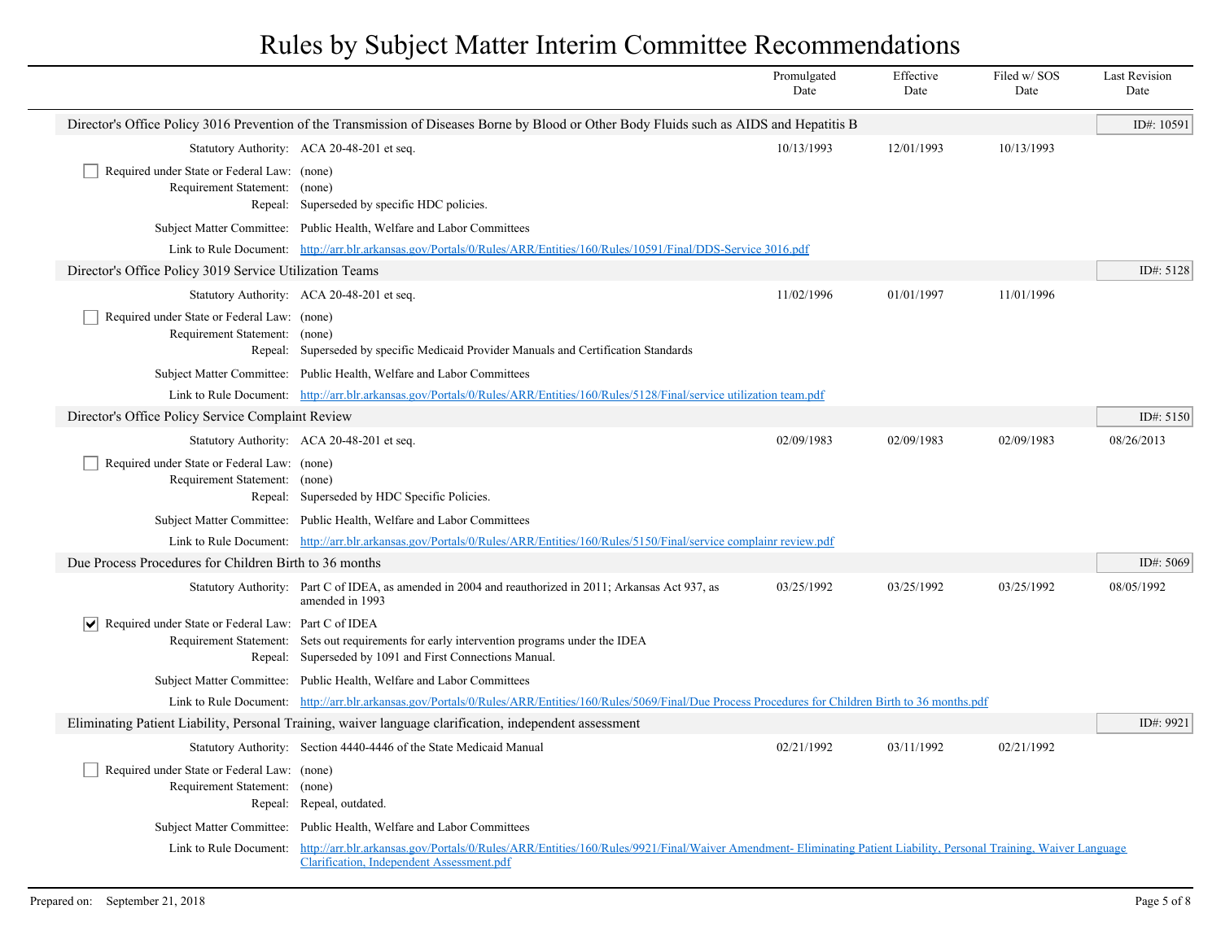# Rules by Subject Matter Interim Committee Recommendations

| | Promulgated Date | Effective Date | Filed w/ SOS Date | Last Revision Date |
|---|---|---|---|---|

## Director's Office Policy 3016 Prevention of the Transmission of Diseases Borne by Blood or Other Body Fluids such as AIDS and Hepatitis B

ID#: 10591

| | | Promulgated Date | Effective Date | Filed w/ SOS Date | Last Revision Date |
|---|---|---|---|---|---|
| Statutory Authority: | ACA 20-48-201 et seq. | 10/13/1993 | 12/01/1993 | 10/13/1993 | |

- [ ] Required under State or Federal Law: (none)

Requirement Statement: (none)

Repeal: Superseded by specific HDC policies.

Subject Matter Committee: Public Health, Welfare and Labor Committees

Link to Rule Document: http://arr.blr.arkansas.gov/Portals/0/Rules/ARR/Entities/160/Rules/10591/Final/DDS-Service 3016.pdf

## Director's Office Policy 3019 Service Utilization Teams

ID#: 5128

| | | Promulgated Date | Effective Date | Filed w/ SOS Date | Last Revision Date |
|---|---|---|---|---|---|
| Statutory Authority: | ACA 20-48-201 et seq. | 11/02/1996 | 01/01/1997 | 11/01/1996 | |

- [ ] Required under State or Federal Law: (none)

Requirement Statement: (none)

Repeal: Superseded by specific Medicaid Provider Manuals and Certification Standards

Subject Matter Committee: Public Health, Welfare and Labor Committees

Link to Rule Document: http://arr.blr.arkansas.gov/Portals/0/Rules/ARR/Entities/160/Rules/5128/Final/service utilization team.pdf

## Director's Office Policy Service Complaint Review

ID#: 5150

| | | Promulgated Date | Effective Date | Filed w/ SOS Date | Last Revision Date |
|---|---|---|---|---|---|
| Statutory Authority: | ACA 20-48-201 et seq. | 02/09/1983 | 02/09/1983 | 02/09/1983 | 08/26/2013 |

- [ ] Required under State or Federal Law: (none)

Requirement Statement: (none)

Repeal: Superseded by HDC Specific Policies.

Subject Matter Committee: Public Health, Welfare and Labor Committees

Link to Rule Document: http://arr.blr.arkansas.gov/Portals/0/Rules/ARR/Entities/160/Rules/5150/Final/service complainr review.pdf

## Due Process Procedures for Children Birth to 36 months

ID#: 5069

| | | Promulgated Date | Effective Date | Filed w/ SOS Date | Last Revision Date |
|---|---|---|---|---|---|
| Statutory Authority: | Part C of IDEA, as amended in 2004 and reauthorized in 2011; Arkansas Act 937, as amended in 1993 | 03/25/1992 | 03/25/1992 | 03/25/1992 | 08/05/1992 |

- [x] Required under State or Federal Law: Part C of IDEA

Requirement Statement: Sets out requirements for early intervention programs under the IDEA

Repeal: Superseded by 1091 and First Connections Manual.

Subject Matter Committee: Public Health, Welfare and Labor Committees

Link to Rule Document: http://arr.blr.arkansas.gov/Portals/0/Rules/ARR/Entities/160/Rules/5069/Final/Due Process Procedures for Children Birth to 36 months.pdf

## Eliminating Patient Liability, Personal Training, waiver language clarification, independent assessment

ID#: 9921

| | | Promulgated Date | Effective Date | Filed w/ SOS Date | Last Revision Date |
|---|---|---|---|---|---|
| Statutory Authority: | Section 4440-4446 of the State Medicaid Manual | 02/21/1992 | 03/11/1992 | 02/21/1992 | |

- [ ] Required under State or Federal Law: (none)

Requirement Statement: (none)

Repeal: Repeal, outdated.

Subject Matter Committee: Public Health, Welfare and Labor Committees

Link to Rule Document: http://arr.blr.arkansas.gov/Portals/0/Rules/ARR/Entities/160/Rules/9921/Final/Waiver Amendment- Eliminating Patient Liability, Personal Training, Waiver Language Clarification, Independent Assessment.pdf

Prepared on: September 21, 2018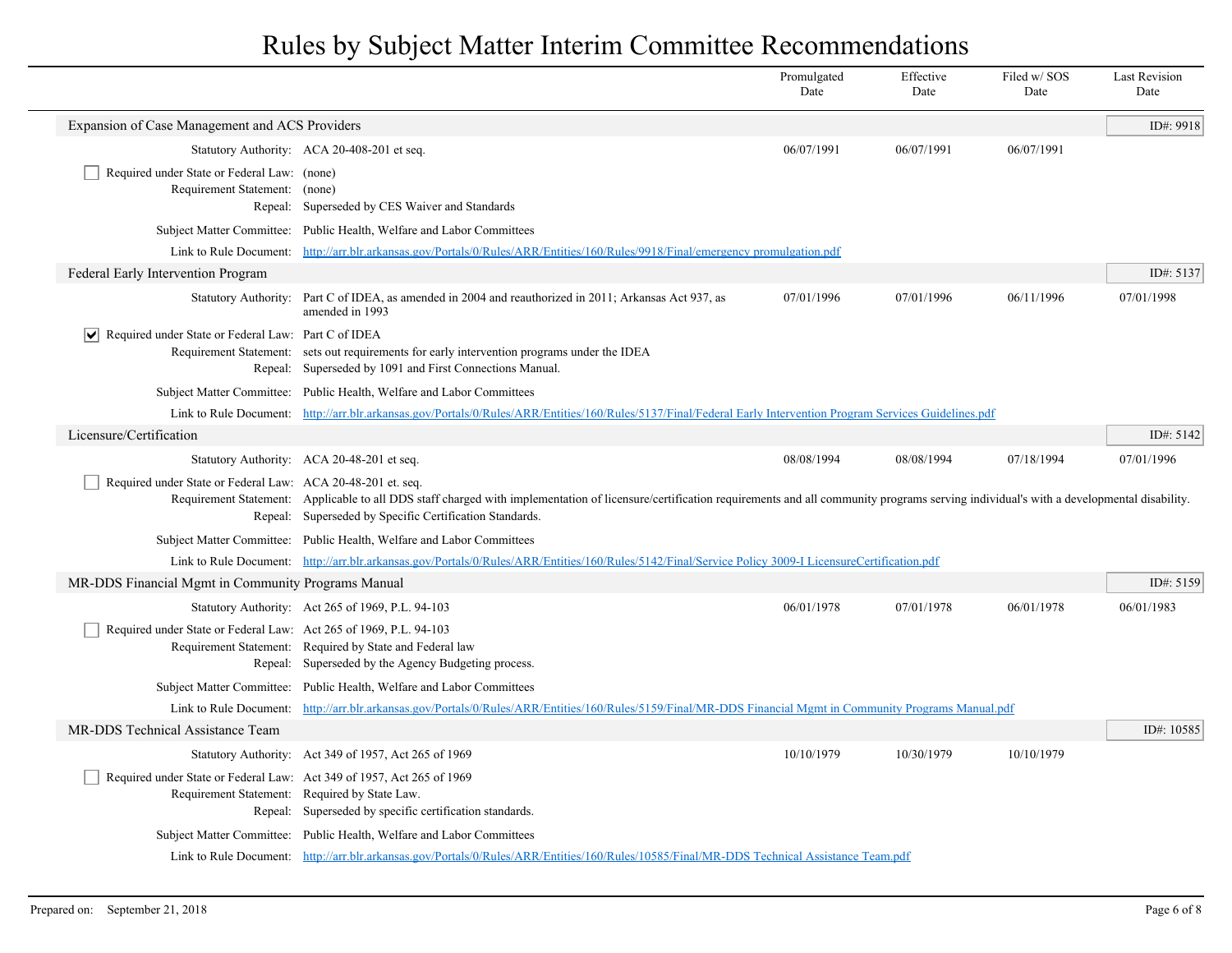# Rules by Subject Matter Interim Committee Recommendations

| | | Promulgated Date | Effective Date | Filed w/ SOS Date | Last Revision Date |
|---|---|---|---|---|---|

## Expansion of Case Management and ACS Providers

ID#: 9918

| | | Promulgated Date | Effective Date | Filed w/ SOS Date | Last Revision Date |
|---|---|---|---|---|---|
| Statutory Authority: | ACA 20-408-201 et seq. | 06/07/1991 | 06/07/1991 | 06/07/1991 | |

☐ Required under State or Federal Law: (none)
Requirement Statement: (none)
Repeal: Superseded by CES Waiver and Standards

Subject Matter Committee: Public Health, Welfare and Labor Committees

Link to Rule Document: http://arr.blr.arkansas.gov/Portals/0/Rules/ARR/Entities/160/Rules/9918/Final/emergency promulgation.pdf

## Federal Early Intervention Program

ID#: 5137

| | | Promulgated Date | Effective Date | Filed w/ SOS Date | Last Revision Date |
|---|---|---|---|---|---|
| Statutory Authority: | Part C of IDEA, as amended in 2004 and reauthorized in 2011; Arkansas Act 937, as amended in 1993 | 07/01/1996 | 07/01/1996 | 06/11/1996 | 07/01/1998 |

☑ Required under State or Federal Law: Part C of IDEA
Requirement Statement: sets out requirements for early intervention programs under the IDEA
Repeal: Superseded by 1091 and First Connections Manual.

Subject Matter Committee: Public Health, Welfare and Labor Committees

Link to Rule Document: http://arr.blr.arkansas.gov/Portals/0/Rules/ARR/Entities/160/Rules/5137/Final/Federal Early Intervention Program Services Guidelines.pdf

## Licensure/Certification

ID#: 5142

| | | Promulgated Date | Effective Date | Filed w/ SOS Date | Last Revision Date |
|---|---|---|---|---|---|
| Statutory Authority: | ACA 20-48-201 et seq. | 08/08/1994 | 08/08/1994 | 07/18/1994 | 07/01/1996 |

☐ Required under State or Federal Law: ACA 20-48-201 et. seq.
Requirement Statement: Applicable to all DDS staff charged with implementation of licensure/certification requirements and all community programs serving individual's with a developmental disability.
Repeal: Superseded by Specific Certification Standards.

Subject Matter Committee: Public Health, Welfare and Labor Committees

Link to Rule Document: http://arr.blr.arkansas.gov/Portals/0/Rules/ARR/Entities/160/Rules/5142/Final/Service Policy 3009-I LicensureCertification.pdf

## MR-DDS Financial Mgmt in Community Programs Manual

ID#: 5159

| | | Promulgated Date | Effective Date | Filed w/ SOS Date | Last Revision Date |
|---|---|---|---|---|---|
| Statutory Authority: | Act 265 of 1969, P.L. 94-103 | 06/01/1978 | 07/01/1978 | 06/01/1978 | 06/01/1983 |

☐ Required under State or Federal Law: Act 265 of 1969, P.L. 94-103
Requirement Statement: Required by State and Federal law
Repeal: Superseded by the Agency Budgeting process.

Subject Matter Committee: Public Health, Welfare and Labor Committees

Link to Rule Document: http://arr.blr.arkansas.gov/Portals/0/Rules/ARR/Entities/160/Rules/5159/Final/MR-DDS Financial Mgmt in Community Programs Manual.pdf

## MR-DDS Technical Assistance Team

ID#: 10585

| | | Promulgated Date | Effective Date | Filed w/ SOS Date | Last Revision Date |
|---|---|---|---|---|---|
| Statutory Authority: | Act 349 of 1957, Act 265 of 1969 | 10/10/1979 | 10/30/1979 | 10/10/1979 | |

☐ Required under State or Federal Law: Act 349 of 1957, Act 265 of 1969
Requirement Statement: Required by State Law.
Repeal: Superseded by specific certification standards.

Subject Matter Committee: Public Health, Welfare and Labor Committees

Link to Rule Document: http://arr.blr.arkansas.gov/Portals/0/Rules/ARR/Entities/160/Rules/10585/Final/MR-DDS Technical Assistance Team.pdf

Prepared on: September 21, 2018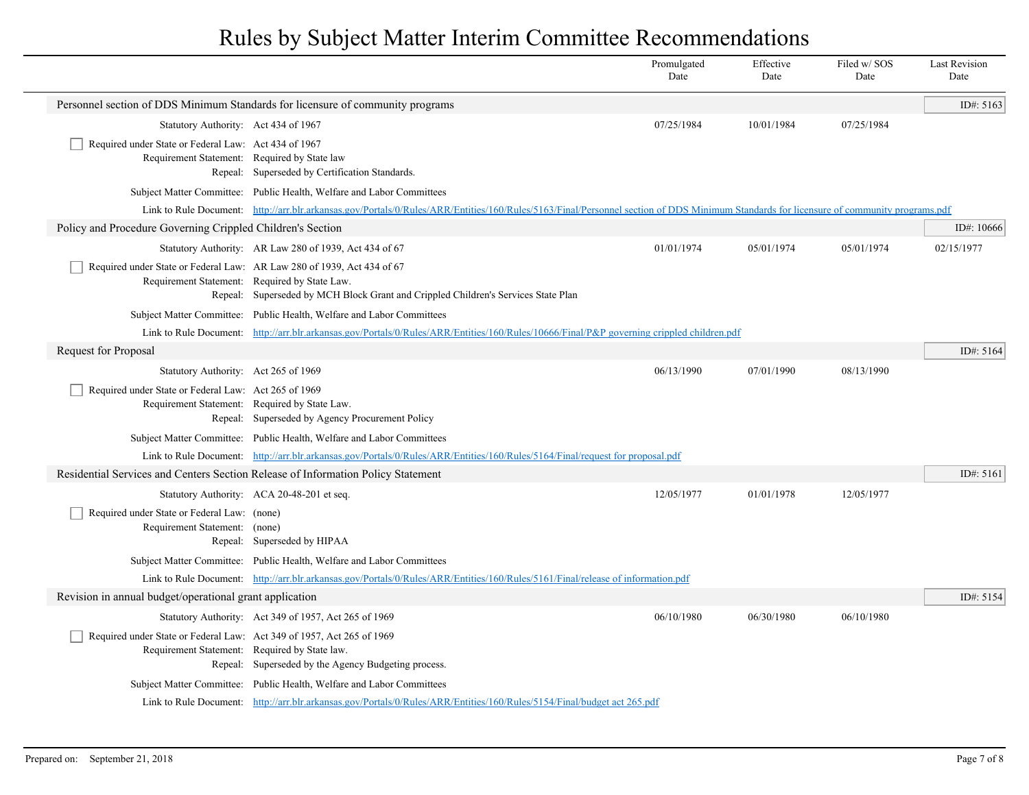# Rules by Subject Matter Interim Committee Recommendations

| | Promulgated Date | Effective Date | Filed w/ SOS Date | Last Revision Date |
|---|---|---|---|---|

## Personnel section of DDS Minimum Standards for licensure of community programs

ID#: 5163

| | | Promulgated Date | Effective Date | Filed w/ SOS Date | Last Revision Date |
|---|---|---|---|---|---|
| Statutory Authority: | Act 434 of 1967 | 07/25/1984 | 10/01/1984 | 07/25/1984 | |

- [ ] Required under State or Federal Law: Act 434 of 1967

Requirement Statement: Required by State law

Repeal: Superseded by Certification Standards.

Subject Matter Committee: Public Health, Welfare and Labor Committees

Link to Rule Document: http://arr.blr.arkansas.gov/Portals/0/Rules/ARR/Entities/160/Rules/5163/Final/Personnel section of DDS Minimum Standards for licensure of community programs.pdf

## Policy and Procedure Governing Crippled Children's Section

ID#: 10666

| | | Promulgated Date | Effective Date | Filed w/ SOS Date | Last Revision Date |
|---|---|---|---|---|---|
| Statutory Authority: | AR Law 280 of 1939, Act 434 of 67 | 01/01/1974 | 05/01/1974 | 05/01/1974 | 02/15/1977 |

- [ ] Required under State or Federal Law: AR Law 280 of 1939, Act 434 of 67

Requirement Statement: Required by State Law.

Repeal: Superseded by MCH Block Grant and Crippled Children's Services State Plan

Subject Matter Committee: Public Health, Welfare and Labor Committees

Link to Rule Document: http://arr.blr.arkansas.gov/Portals/0/Rules/ARR/Entities/160/Rules/10666/Final/P&P governing crippled children.pdf

## Request for Proposal

ID#: 5164

| | | Promulgated Date | Effective Date | Filed w/ SOS Date | Last Revision Date |
|---|---|---|---|---|---|
| Statutory Authority: | Act 265 of 1969 | 06/13/1990 | 07/01/1990 | 08/13/1990 | |

- [ ] Required under State or Federal Law: Act 265 of 1969

Requirement Statement: Required by State Law.

Repeal: Superseded by Agency Procurement Policy

Subject Matter Committee: Public Health, Welfare and Labor Committees

Link to Rule Document: http://arr.blr.arkansas.gov/Portals/0/Rules/ARR/Entities/160/Rules/5164/Final/request for proposal.pdf

## Residential Services and Centers Section Release of Information Policy Statement

ID#: 5161

| | | Promulgated Date | Effective Date | Filed w/ SOS Date | Last Revision Date |
|---|---|---|---|---|---|
| Statutory Authority: | ACA 20-48-201 et seq. | 12/05/1977 | 01/01/1978 | 12/05/1977 | |

- [ ] Required under State or Federal Law: (none)

Requirement Statement: (none)

Repeal: Superseded by HIPAA

Subject Matter Committee: Public Health, Welfare and Labor Committees

Link to Rule Document: http://arr.blr.arkansas.gov/Portals/0/Rules/ARR/Entities/160/Rules/5161/Final/release of information.pdf

## Revision in annual budget/operational grant application

ID#: 5154

| | | Promulgated Date | Effective Date | Filed w/ SOS Date | Last Revision Date |
|---|---|---|---|---|---|
| Statutory Authority: | Act 349 of 1957, Act 265 of 1969 | 06/10/1980 | 06/30/1980 | 06/10/1980 | |

- [ ] Required under State or Federal Law: Act 349 of 1957, Act 265 of 1969

Requirement Statement: Required by State law.

Repeal: Superseded by the Agency Budgeting process.

Subject Matter Committee: Public Health, Welfare and Labor Committees

Link to Rule Document: http://arr.blr.arkansas.gov/Portals/0/Rules/ARR/Entities/160/Rules/5154/Final/budget act 265.pdf

Prepared on: September 21, 2018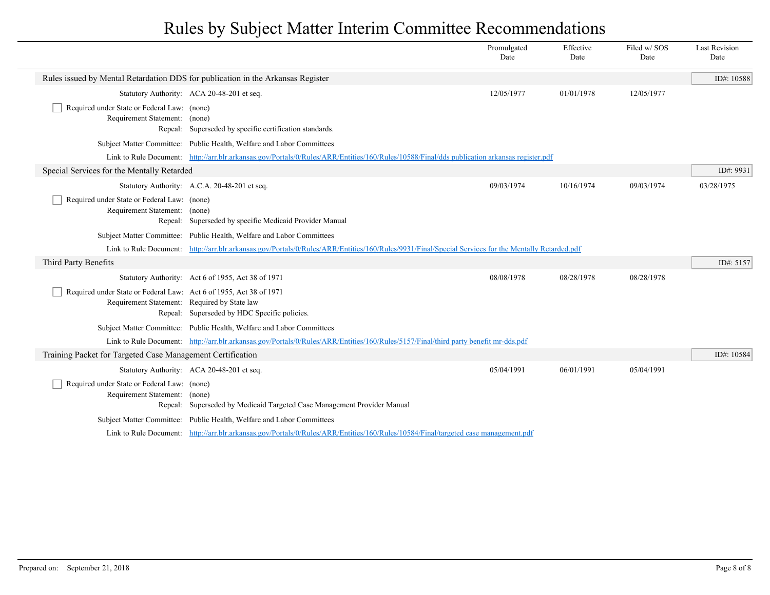# Rules by Subject Matter Interim Committee Recommendations

| | | Promulgated Date | Effective Date | Filed w/ SOS Date | Last Revision Date |
|---|---|---|---|---|---|
| **Rules issued by Mental Retardation DDS for publication in the Arkansas Register** | | | | | ID#: 10588 |
| Statistical Authority: | ACA 20-48-201 et seq. | 12/05/1977 | 01/01/1978 | 12/05/1977 | |
| ☐ Required under State or Federal Law: | (none) | | | | |
| Requirement Statement: | (none) | | | | |
| Repeal: | Superseded by specific certification standards. | | | | |
| Subject Matter Committee: | Public Health, Welfare and Labor Committees | | | | |
| Link to Rule Document: | http://arr.blr.arkansas.gov/Portals/0/Rules/ARR/Entities/160/Rules/10588/Final/dds publication arkansas register.pdf | | | | |
| **Special Services for the Mentally Retarded** | | | | | ID#: 9931 |
| Statutory Authority: | A.C.A. 20-48-201 et seq. | 09/03/1974 | 10/16/1974 | 09/03/1974 | 03/28/1975 |
| ☐ Required under State or Federal Law: | (none) | | | | |
| Requirement Statement: | (none) | | | | |
| Repeal: | Superseded by specific Medicaid Provider Manual | | | | |
| Subject Matter Committee: | Public Health, Welfare and Labor Committees | | | | |
| Link to Rule Document: | http://arr.blr.arkansas.gov/Portals/0/Rules/ARR/Entities/160/Rules/9931/Final/Special Services for the Mentally Retarded.pdf | | | | |
| **Third Party Benefits** | | | | | ID#: 5157 |
| Statutory Authority: | Act 6 of 1955, Act 38 of 1971 | 08/08/1978 | 08/28/1978 | 08/28/1978 | |
| ☐ Required under State or Federal Law: | Act 6 of 1955, Act 38 of 1971 | | | | |
| Requirement Statement: | Required by State law | | | | |
| Repeal: | Superseded by HDC Specific policies. | | | | |
| Subject Matter Committee: | Public Health, Welfare and Labor Committees | | | | |
| Link to Rule Document: | http://arr.blr.arkansas.gov/Portals/0/Rules/ARR/Entities/160/Rules/5157/Final/third party benefit mr-dds.pdf | | | | |
| **Training Packet for Targeted Case Management Certification** | | | | | ID#: 10584 |
| Statutory Authority: | ACA 20-48-201 et seq. | 05/04/1991 | 06/01/1991 | 05/04/1991 | |
| ☐ Required under State or Federal Law: | (none) | | | | |
| Requirement Statement: | (none) | | | | |
| Repeal: | Superseded by Medicaid Targeted Case Management Provider Manual | | | | |
| Subject Matter Committee: | Public Health, Welfare and Labor Committees | | | | |
| Link to Rule Document: | http://arr.blr.arkansas.gov/Portals/0/Rules/ARR/Entities/160/Rules/10584/Final/targeted case management.pdf | | | | |

Prepared on: September 21, 2018